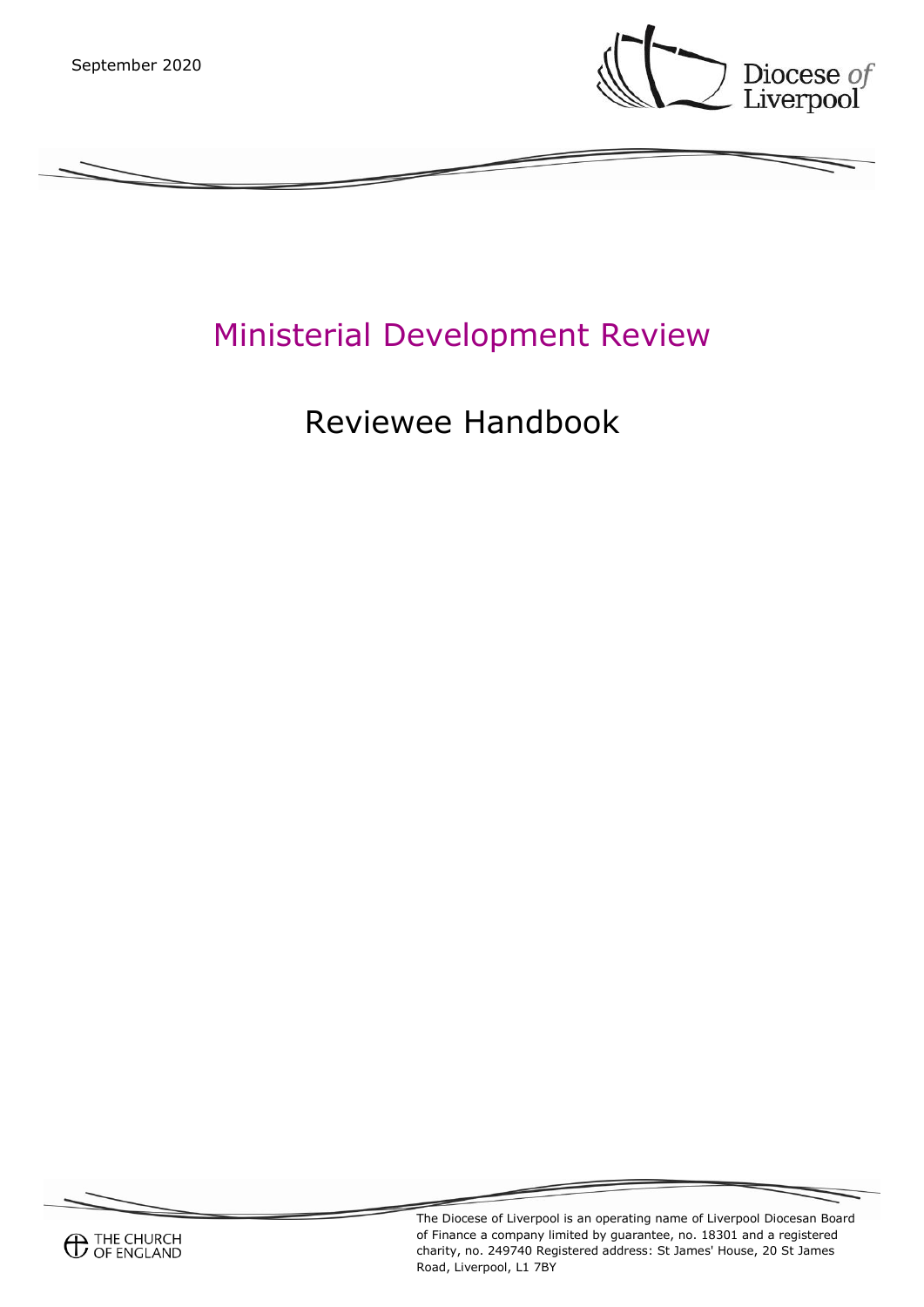September 2020

Diocese of Liverpool

# Ministerial Development Review

## Reviewee Handbook

THE CHURCH OF ENGLAND

The Diocese of Liverpool is an operating name of Liverpool Diocesan Board of Finance a company limited by guarantee, no. 18301 and a registered charity, no. 249740 Registered address: St James' House, 20 St James Road, Liverpool, L1 7BY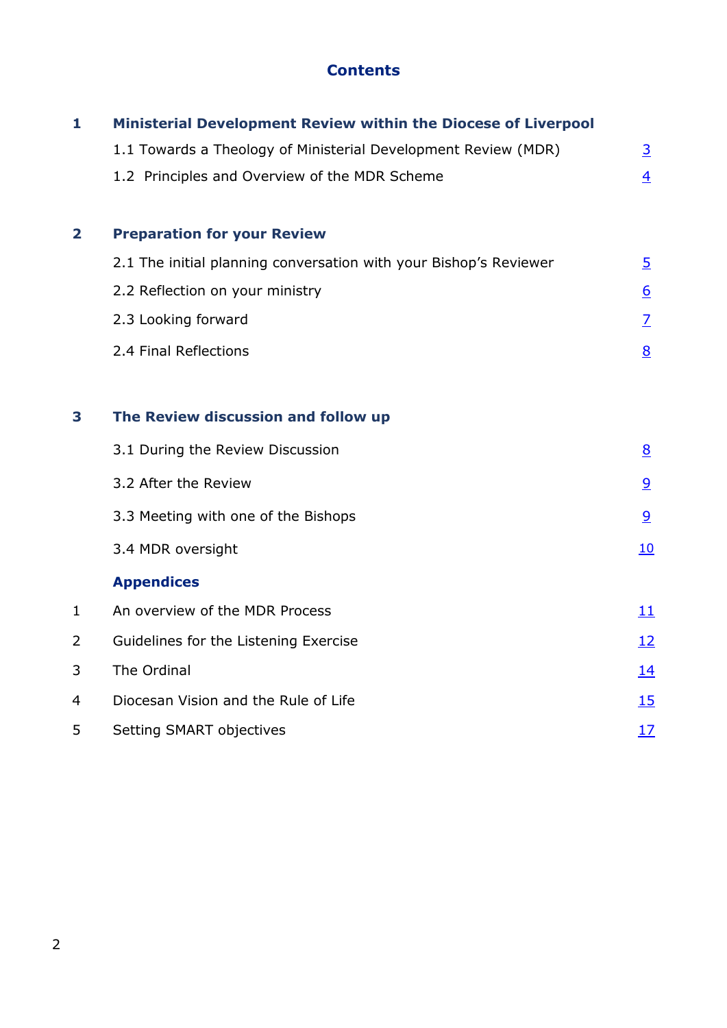# Contents

| | | |
|---|---|---|
| **1** | **Ministerial Development Review within the Diocese of Liverpool** | |
| | 1.1 Towards a Theology of Ministerial Development Review (MDR) | 3 |
| | 1.2 Principles and Overview of the MDR Scheme | 4 |
| **2** | **Preparation for your Review** | |
| | 2.1 The initial planning conversation with your Bishop's Reviewer | 5 |
| | 2.2 Reflection on your ministry | 6 |
| | 2.3 Looking forward | 7 |
| | 2.4 Final Reflections | 8 |
| **3** | **The Review discussion and follow up** | |
| | 3.1 During the Review Discussion | 8 |
| | 3.2 After the Review | 9 |
| | 3.3 Meeting with one of the Bishops | 9 |
| | 3.4 MDR oversight | 10 |
| | **Appendices** | |
| 1 | An overview of the MDR Process | 11 |
| 2 | Guidelines for the Listening Exercise | 12 |
| 3 | The Ordinal | 14 |
| 4 | Diocesan Vision and the Rule of Life | 15 |
| 5 | Setting SMART objectives | 17 |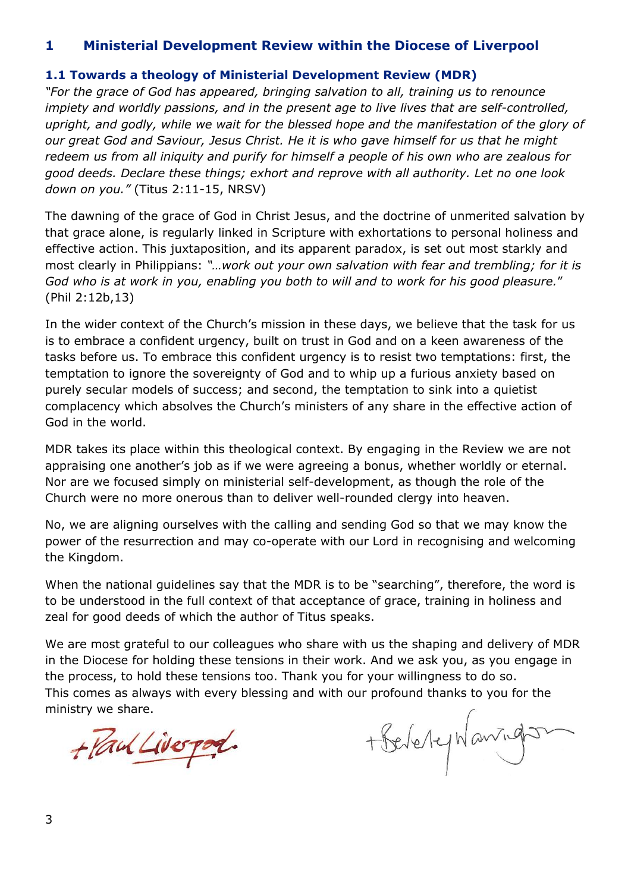# 1 Ministerial Development Review within the Diocese of Liverpool

## 1.1 Towards a theology of Ministerial Development Review (MDR)

*"For the grace of God has appeared, bringing salvation to all, training us to renounce impiety and worldly passions, and in the present age to live lives that are self-controlled, upright, and godly, while we wait for the blessed hope and the manifestation of the glory of our great God and Saviour, Jesus Christ. He it is who gave himself for us that he might redeem us from all iniquity and purify for himself a people of his own who are zealous for good deeds. Declare these things; exhort and reprove with all authority. Let no one look down on you."* (Titus 2:11-15, NRSV)

The dawning of the grace of God in Christ Jesus, and the doctrine of unmerited salvation by that grace alone, is regularly linked in Scripture with exhortations to personal holiness and effective action. This juxtaposition, and its apparent paradox, is set out most starkly and most clearly in Philippians: *"…work out your own salvation with fear and trembling; for it is God who is at work in you, enabling you both to will and to work for his good pleasure."* (Phil 2:12b,13)

In the wider context of the Church's mission in these days, we believe that the task for us is to embrace a confident urgency, built on trust in God and on a keen awareness of the tasks before us. To embrace this confident urgency is to resist two temptations: first, the temptation to ignore the sovereignty of God and to whip up a furious anxiety based on purely secular models of success; and second, the temptation to sink into a quietist complacency which absolves the Church's ministers of any share in the effective action of God in the world.

MDR takes its place within this theological context. By engaging in the Review we are not appraising one another's job as if we were agreeing a bonus, whether worldly or eternal. Nor are we focused simply on ministerial self-development, as though the role of the Church were no more onerous than to deliver well-rounded clergy into heaven.

No, we are aligning ourselves with the calling and sending God so that we may know the power of the resurrection and may co-operate with our Lord in recognising and welcoming the Kingdom.

When the national guidelines say that the MDR is to be "searching", therefore, the word is to be understood in the full context of that acceptance of grace, training in holiness and zeal for good deeds of which the author of Titus speaks.

We are most grateful to our colleagues who share with us the shaping and delivery of MDR in the Diocese for holding these tensions in their work. And we ask you, as you engage in the process, to hold these tensions too. Thank you for your willingness to do so.
This comes as always with every blessing and with our profound thanks to you for the ministry we share.

+Paul Liverpool. +Beverley Warrington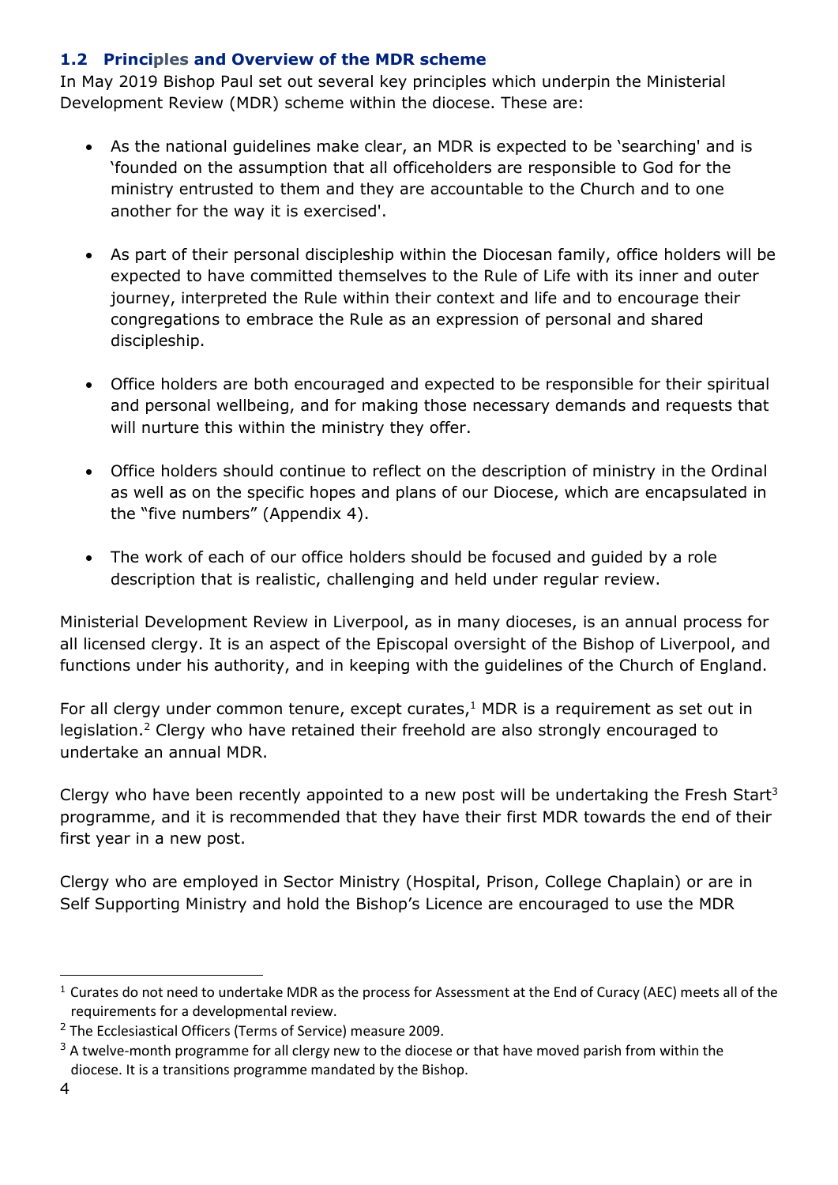### 1.2 Principles and Overview of the MDR scheme

In May 2019 Bishop Paul set out several key principles which underpin the Ministerial Development Review (MDR) scheme within the diocese. These are:

- As the national guidelines make clear, an MDR is expected to be 'searching' and is 'founded on the assumption that all officeholders are responsible to God for the ministry entrusted to them and they are accountable to the Church and to one another for the way it is exercised'.
- As part of their personal discipleship within the Diocesan family, office holders will be expected to have committed themselves to the Rule of Life with its inner and outer journey, interpreted the Rule within their context and life and to encourage their congregations to embrace the Rule as an expression of personal and shared discipleship.
- Office holders are both encouraged and expected to be responsible for their spiritual and personal wellbeing, and for making those necessary demands and requests that will nurture this within the ministry they offer.
- Office holders should continue to reflect on the description of ministry in the Ordinal as well as on the specific hopes and plans of our Diocese, which are encapsulated in the "five numbers" (Appendix 4).
- The work of each of our office holders should be focused and guided by a role description that is realistic, challenging and held under regular review.

Ministerial Development Review in Liverpool, as in many dioceses, is an annual process for all licensed clergy. It is an aspect of the Episcopal oversight of the Bishop of Liverpool, and functions under his authority, and in keeping with the guidelines of the Church of England.

For all clergy under common tenure, except curates,[1] MDR is a requirement as set out in legislation.[2] Clergy who have retained their freehold are also strongly encouraged to undertake an annual MDR.

Clergy who have been recently appointed to a new post will be undertaking the Fresh Start[3] programme, and it is recommended that they have their first MDR towards the end of their first year in a new post.

Clergy who are employed in Sector Ministry (Hospital, Prison, College Chaplain) or are in Self Supporting Ministry and hold the Bishop's Licence are encouraged to use the MDR

---

[1] Curates do not need to undertake MDR as the process for Assessment at the End of Curacy (AEC) meets all of the requirements for a developmental review.

[2] The Ecclesiastical Officers (Terms of Service) measure 2009.

[3] A twelve-month programme for all clergy new to the diocese or that have moved parish from within the diocese. It is a transitions programme mandated by the Bishop.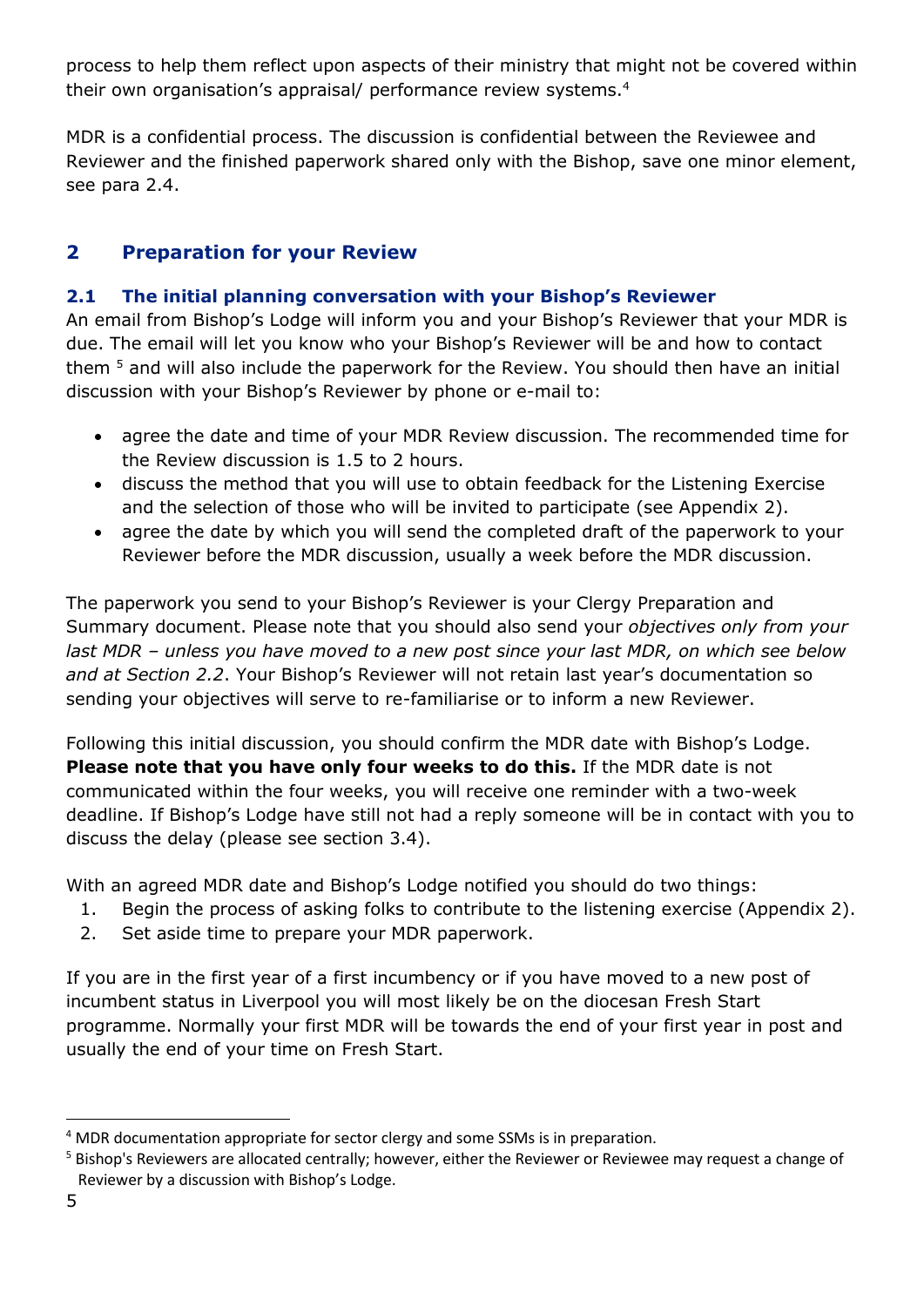process to help them reflect upon aspects of their ministry that might not be covered within their own organisation's appraisal/ performance review systems.[4]

MDR is a confidential process. The discussion is confidential between the Reviewee and Reviewer and the finished paperwork shared only with the Bishop, save one minor element, see para 2.4.

## 2 Preparation for your Review

### 2.1 The initial planning conversation with your Bishop's Reviewer

An email from Bishop's Lodge will inform you and your Bishop's Reviewer that your MDR is due. The email will let you know who your Bishop's Reviewer will be and how to contact them [5] and will also include the paperwork for the Review. You should then have an initial discussion with your Bishop's Reviewer by phone or e-mail to:

- agree the date and time of your MDR Review discussion. The recommended time for the Review discussion is 1.5 to 2 hours.
- discuss the method that you will use to obtain feedback for the Listening Exercise and the selection of those who will be invited to participate (see Appendix 2).
- agree the date by which you will send the completed draft of the paperwork to your Reviewer before the MDR discussion, usually a week before the MDR discussion.

The paperwork you send to your Bishop's Reviewer is your Clergy Preparation and Summary document. Please note that you should also send your *objectives only from your last MDR – unless you have moved to a new post since your last MDR, on which see below and at Section 2.2*. Your Bishop's Reviewer will not retain last year's documentation so sending your objectives will serve to re-familiarise or to inform a new Reviewer.

Following this initial discussion, you should confirm the MDR date with Bishop's Lodge. **Please note that you have only four weeks to do this.** If the MDR date is not communicated within the four weeks, you will receive one reminder with a two-week deadline. If Bishop's Lodge have still not had a reply someone will be in contact with you to discuss the delay (please see section 3.4).

With an agreed MDR date and Bishop's Lodge notified you should do two things:

1. Begin the process of asking folks to contribute to the listening exercise (Appendix 2).
2. Set aside time to prepare your MDR paperwork.

If you are in the first year of a first incumbency or if you have moved to a new post of incumbent status in Liverpool you will most likely be on the diocesan Fresh Start programme. Normally your first MDR will be towards the end of your first year in post and usually the end of your time on Fresh Start.

---

[4] MDR documentation appropriate for sector clergy and some SSMs is in preparation.

[5] Bishop's Reviewers are allocated centrally; however, either the Reviewer or Reviewee may request a change of Reviewer by a discussion with Bishop's Lodge.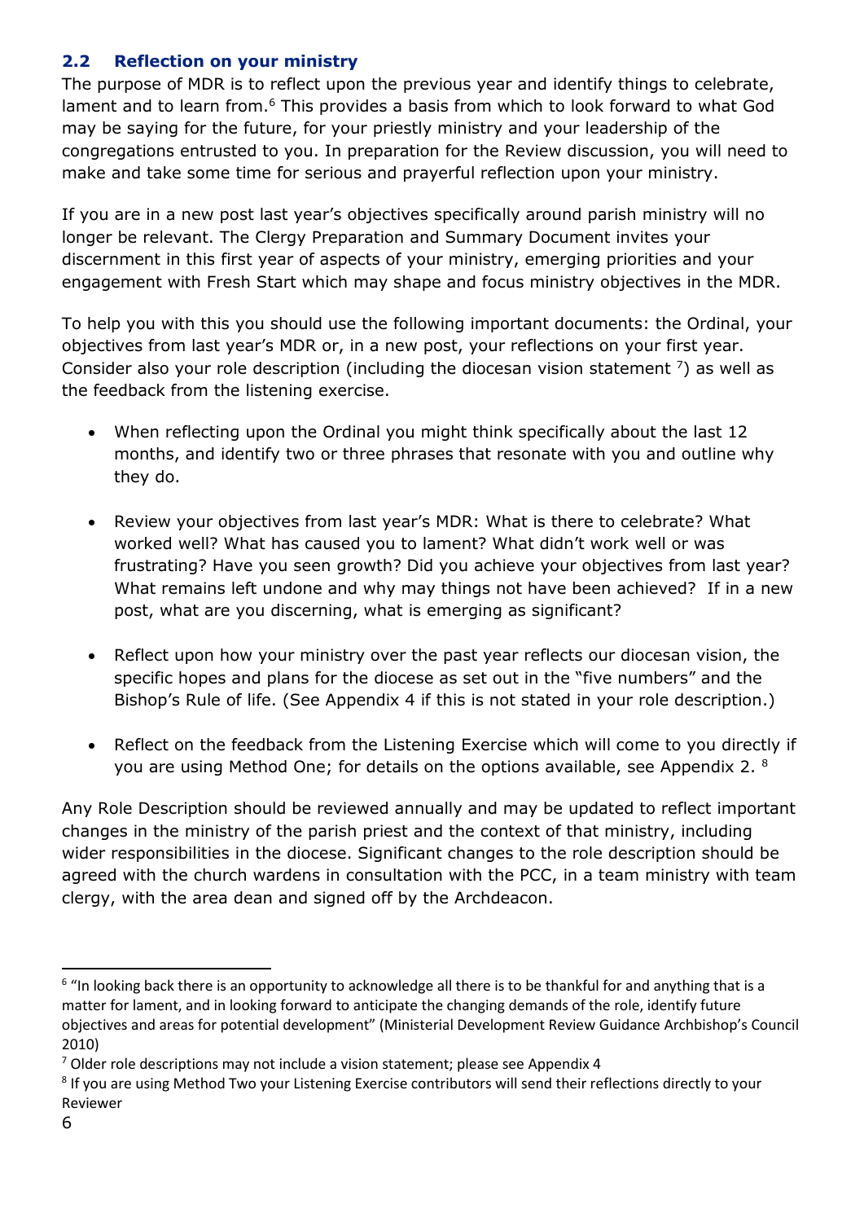## 2.2 Reflection on your ministry

The purpose of MDR is to reflect upon the previous year and identify things to celebrate, lament and to learn from.[6] This provides a basis from which to look forward to what God may be saying for the future, for your priestly ministry and your leadership of the congregations entrusted to you. In preparation for the Review discussion, you will need to make and take some time for serious and prayerful reflection upon your ministry.

If you are in a new post last year's objectives specifically around parish ministry will no longer be relevant. The Clergy Preparation and Summary Document invites your discernment in this first year of aspects of your ministry, emerging priorities and your engagement with Fresh Start which may shape and focus ministry objectives in the MDR.

To help you with this you should use the following important documents: the Ordinal, your objectives from last year's MDR or, in a new post, your reflections on your first year. Consider also your role description (including the diocesan vision statement [7]) as well as the feedback from the listening exercise.

- When reflecting upon the Ordinal you might think specifically about the last 12 months, and identify two or three phrases that resonate with you and outline why they do.
- Review your objectives from last year's MDR: What is there to celebrate? What worked well? What has caused you to lament? What didn't work well or was frustrating? Have you seen growth? Did you achieve your objectives from last year? What remains left undone and why may things not have been achieved? If in a new post, what are you discerning, what is emerging as significant?
- Reflect upon how your ministry over the past year reflects our diocesan vision, the specific hopes and plans for the diocese as set out in the "five numbers" and the Bishop's Rule of life. (See Appendix 4 if this is not stated in your role description.)
- Reflect on the feedback from the Listening Exercise which will come to you directly if you are using Method One; for details on the options available, see Appendix 2. [8]

Any Role Description should be reviewed annually and may be updated to reflect important changes in the ministry of the parish priest and the context of that ministry, including wider responsibilities in the diocese. Significant changes to the role description should be agreed with the church wardens in consultation with the PCC, in a team ministry with team clergy, with the area dean and signed off by the Archdeacon.

---

[6] "In looking back there is an opportunity to acknowledge all there is to be thankful for and anything that is a matter for lament, and in looking forward to anticipate the changing demands of the role, identify future objectives and areas for potential development" (Ministerial Development Review Guidance Archbishop's Council 2010)

[7] Older role descriptions may not include a vision statement; please see Appendix 4

[8] If you are using Method Two your Listening Exercise contributors will send their reflections directly to your Reviewer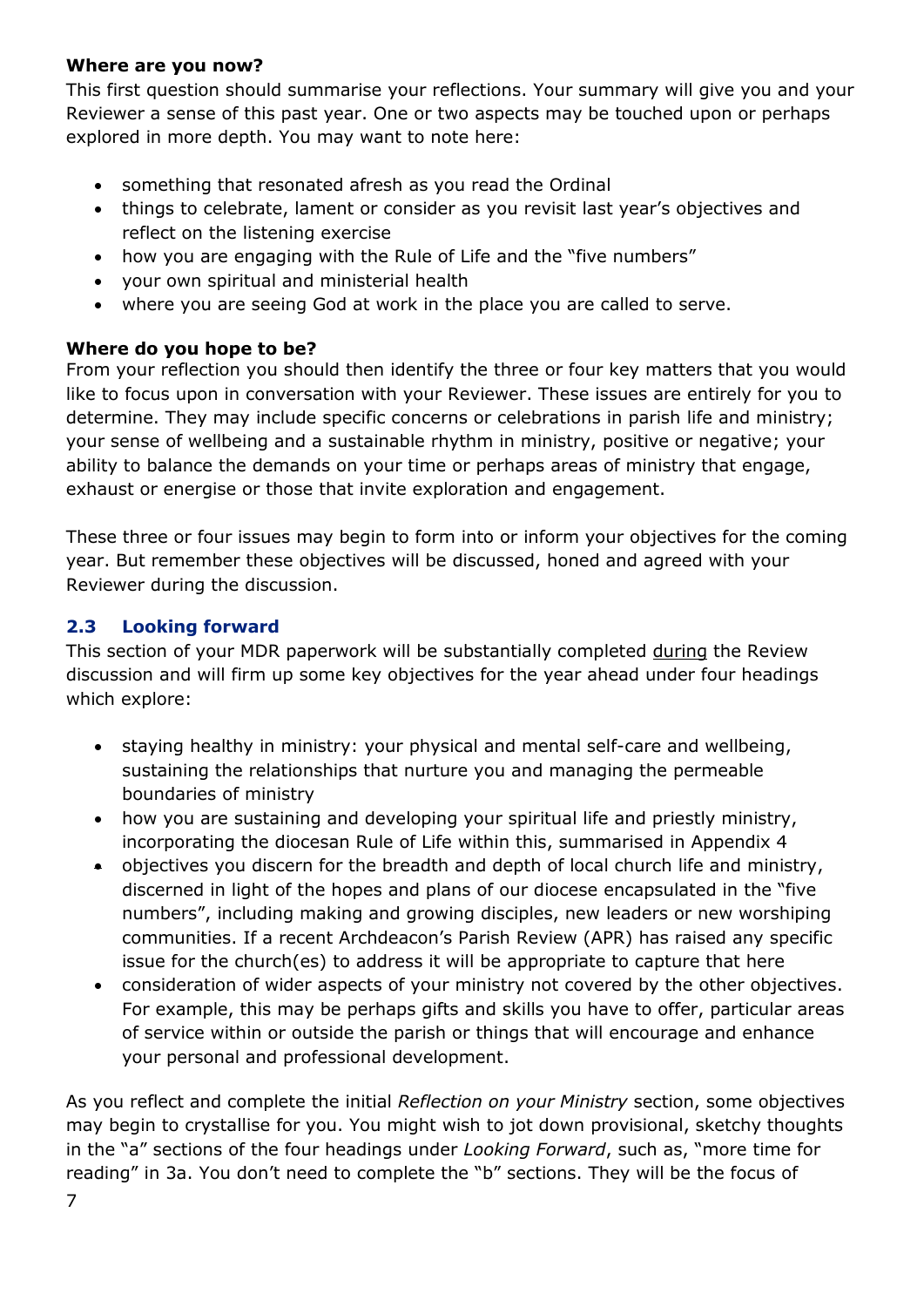**Where are you now?**

This first question should summarise your reflections. Your summary will give you and your Reviewer a sense of this past year. One or two aspects may be touched upon or perhaps explored in more depth. You may want to note here:

- something that resonated afresh as you read the Ordinal
- things to celebrate, lament or consider as you revisit last year's objectives and reflect on the listening exercise
- how you are engaging with the Rule of Life and the "five numbers"
- your own spiritual and ministerial health
- where you are seeing God at work in the place you are called to serve.

**Where do you hope to be?**

From your reflection you should then identify the three or four key matters that you would like to focus upon in conversation with your Reviewer. These issues are entirely for you to determine. They may include specific concerns or celebrations in parish life and ministry; your sense of wellbeing and a sustainable rhythm in ministry, positive or negative; your ability to balance the demands on your time or perhaps areas of ministry that engage, exhaust or energise or those that invite exploration and engagement.

These three or four issues may begin to form into or inform your objectives for the coming year. But remember these objectives will be discussed, honed and agreed with your Reviewer during the discussion.

### 2.3 Looking forward

This section of your MDR paperwork will be substantially completed <u>during</u> the Review discussion and will firm up some key objectives for the year ahead under four headings which explore:

- staying healthy in ministry: your physical and mental self-care and wellbeing, sustaining the relationships that nurture you and managing the permeable boundaries of ministry
- how you are sustaining and developing your spiritual life and priestly ministry, incorporating the diocesan Rule of Life within this, summarised in Appendix 4
- objectives you discern for the breadth and depth of local church life and ministry, discerned in light of the hopes and plans of our diocese encapsulated in the "five numbers", including making and growing disciples, new leaders or new worshiping communities. If a recent Archdeacon's Parish Review (APR) has raised any specific issue for the church(es) to address it will be appropriate to capture that here
- consideration of wider aspects of your ministry not covered by the other objectives. For example, this may be perhaps gifts and skills you have to offer, particular areas of service within or outside the parish or things that will encourage and enhance your personal and professional development.

As you reflect and complete the initial *Reflection on your Ministry* section, some objectives may begin to crystallise for you. You might wish to jot down provisional, sketchy thoughts in the "a" sections of the four headings under *Looking Forward*, such as, "more time for reading" in 3a. You don't need to complete the "b" sections. They will be the focus of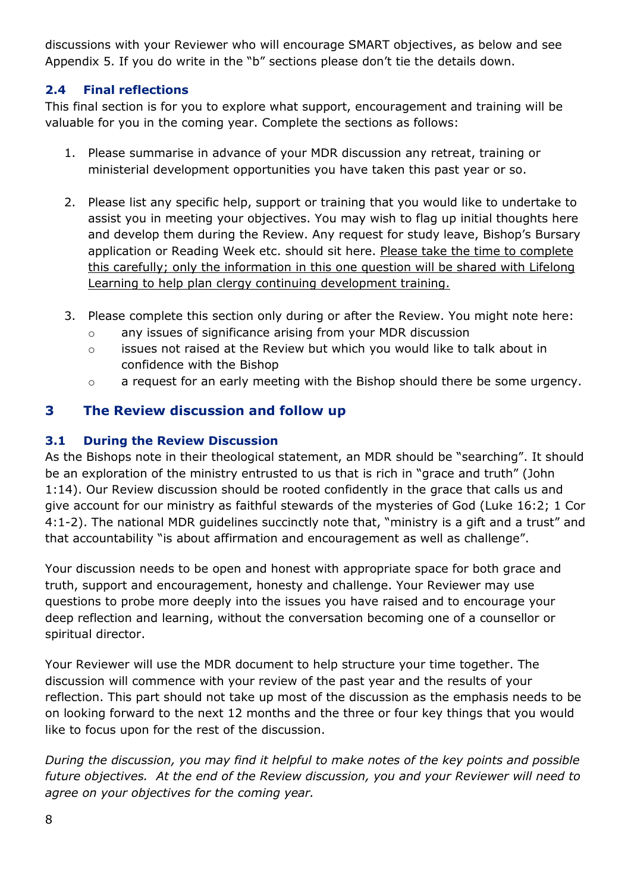discussions with your Reviewer who will encourage SMART objectives, as below and see Appendix 5. If you do write in the "b" sections please don't tie the details down.

### 2.4 Final reflections

This final section is for you to explore what support, encouragement and training will be valuable for you in the coming year. Complete the sections as follows:

1. Please summarise in advance of your MDR discussion any retreat, training or ministerial development opportunities you have taken this past year or so.

2. Please list any specific help, support or training that you would like to undertake to assist you in meeting your objectives. You may wish to flag up initial thoughts here and develop them during the Review. Any request for study leave, Bishop's Bursary application or Reading Week etc. should sit here. <u>Please take the time to complete this carefully; only the information in this one question will be shared with Lifelong Learning to help plan clergy continuing development training.</u>

3. Please complete this section only during or after the Review. You might note here:
   - any issues of significance arising from your MDR discussion
   - issues not raised at the Review but which you would like to talk about in confidence with the Bishop
   - a request for an early meeting with the Bishop should there be some urgency.

## 3 The Review discussion and follow up

### 3.1 During the Review Discussion

As the Bishops note in their theological statement, an MDR should be "searching". It should be an exploration of the ministry entrusted to us that is rich in "grace and truth" (John 1:14). Our Review discussion should be rooted confidently in the grace that calls us and give account for our ministry as faithful stewards of the mysteries of God (Luke 16:2; 1 Cor 4:1-2). The national MDR guidelines succinctly note that, "ministry is a gift and a trust" and that accountability "is about affirmation and encouragement as well as challenge".

Your discussion needs to be open and honest with appropriate space for both grace and truth, support and encouragement, honesty and challenge. Your Reviewer may use questions to probe more deeply into the issues you have raised and to encourage your deep reflection and learning, without the conversation becoming one of a counsellor or spiritual director.

Your Reviewer will use the MDR document to help structure your time together. The discussion will commence with your review of the past year and the results of your reflection. This part should not take up most of the discussion as the emphasis needs to be on looking forward to the next 12 months and the three or four key things that you would like to focus upon for the rest of the discussion.

*During the discussion, you may find it helpful to make notes of the key points and possible future objectives. At the end of the Review discussion, you and your Reviewer will need to agree on your objectives for the coming year.*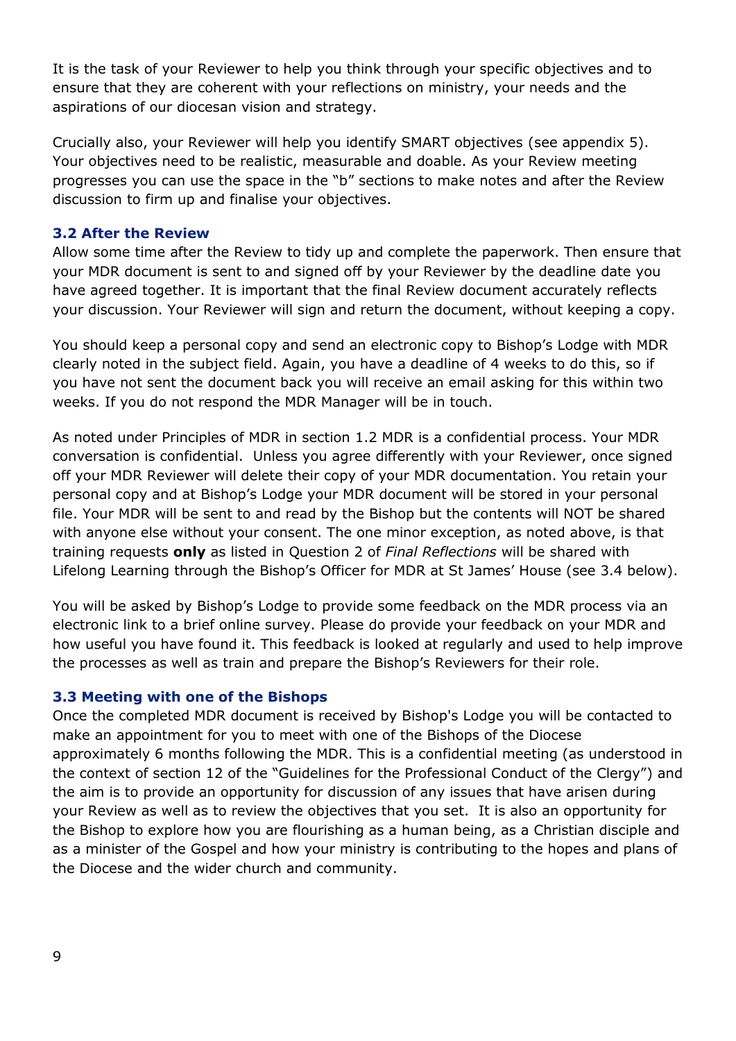It is the task of your Reviewer to help you think through your specific objectives and to ensure that they are coherent with your reflections on ministry, your needs and the aspirations of our diocesan vision and strategy.

Crucially also, your Reviewer will help you identify SMART objectives (see appendix 5). Your objectives need to be realistic, measurable and doable. As your Review meeting progresses you can use the space in the "b" sections to make notes and after the Review discussion to firm up and finalise your objectives.

### 3.2 After the Review

Allow some time after the Review to tidy up and complete the paperwork. Then ensure that your MDR document is sent to and signed off by your Reviewer by the deadline date you have agreed together. It is important that the final Review document accurately reflects your discussion. Your Reviewer will sign and return the document, without keeping a copy.

You should keep a personal copy and send an electronic copy to Bishop's Lodge with MDR clearly noted in the subject field. Again, you have a deadline of 4 weeks to do this, so if you have not sent the document back you will receive an email asking for this within two weeks. If you do not respond the MDR Manager will be in touch.

As noted under Principles of MDR in section 1.2 MDR is a confidential process. Your MDR conversation is confidential. Unless you agree differently with your Reviewer, once signed off your MDR Reviewer will delete their copy of your MDR documentation. You retain your personal copy and at Bishop's Lodge your MDR document will be stored in your personal file. Your MDR will be sent to and read by the Bishop but the contents will NOT be shared with anyone else without your consent. The one minor exception, as noted above, is that training requests **only** as listed in Question 2 of *Final Reflections* will be shared with Lifelong Learning through the Bishop's Officer for MDR at St James' House (see 3.4 below).

You will be asked by Bishop's Lodge to provide some feedback on the MDR process via an electronic link to a brief online survey. Please do provide your feedback on your MDR and how useful you have found it. This feedback is looked at regularly and used to help improve the processes as well as train and prepare the Bishop's Reviewers for their role.

### 3.3 Meeting with one of the Bishops

Once the completed MDR document is received by Bishop's Lodge you will be contacted to make an appointment for you to meet with one of the Bishops of the Diocese approximately 6 months following the MDR. This is a confidential meeting (as understood in the context of section 12 of the "Guidelines for the Professional Conduct of the Clergy") and the aim is to provide an opportunity for discussion of any issues that have arisen during your Review as well as to review the objectives that you set. It is also an opportunity for the Bishop to explore how you are flourishing as a human being, as a Christian disciple and as a minister of the Gospel and how your ministry is contributing to the hopes and plans of the Diocese and the wider church and community.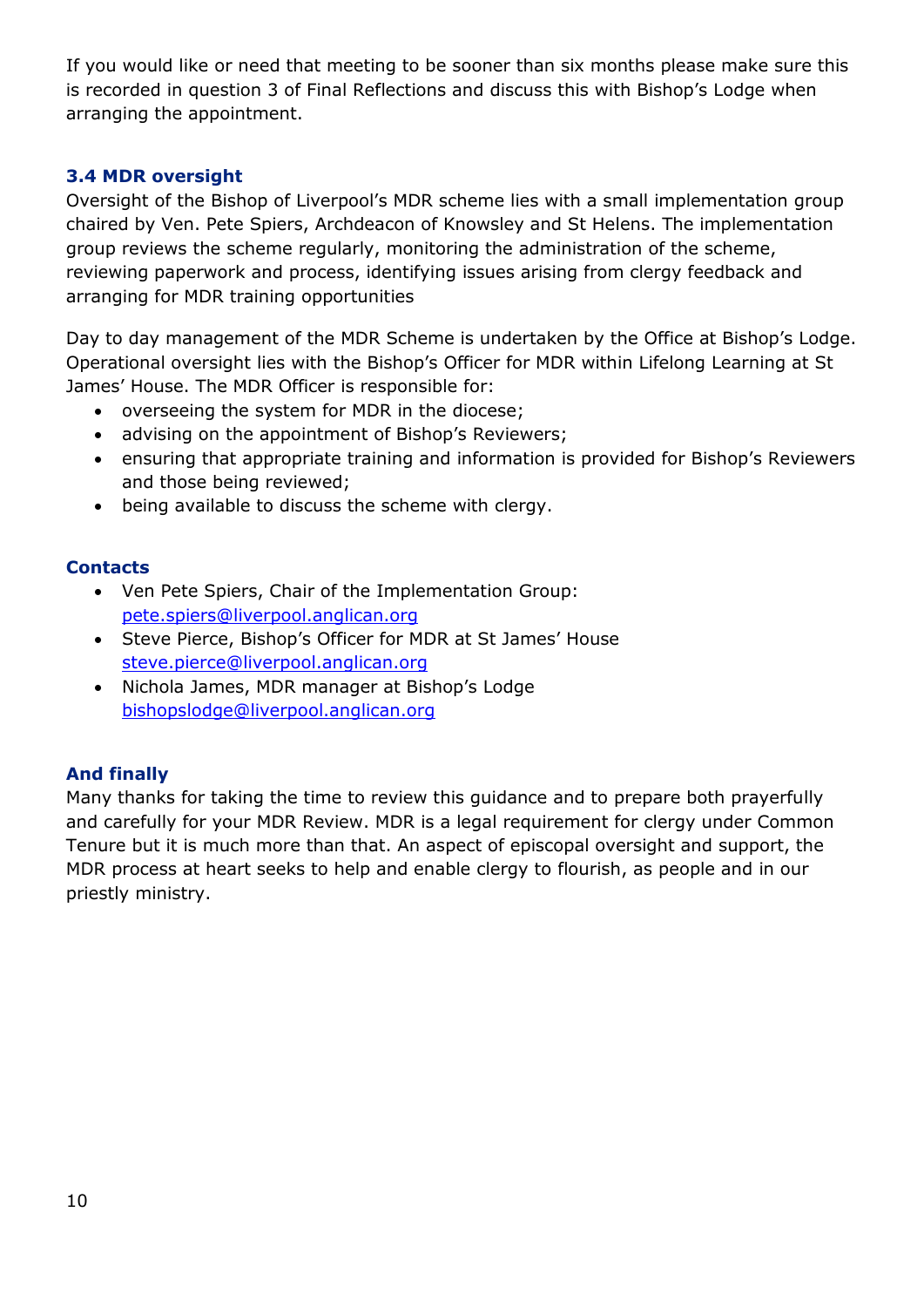If you would like or need that meeting to be sooner than six months please make sure this is recorded in question 3 of Final Reflections and discuss this with Bishop's Lodge when arranging the appointment.

### 3.4 MDR oversight

Oversight of the Bishop of Liverpool's MDR scheme lies with a small implementation group chaired by Ven. Pete Spiers, Archdeacon of Knowsley and St Helens. The implementation group reviews the scheme regularly, monitoring the administration of the scheme, reviewing paperwork and process, identifying issues arising from clergy feedback and arranging for MDR training opportunities

Day to day management of the MDR Scheme is undertaken by the Office at Bishop's Lodge. Operational oversight lies with the Bishop's Officer for MDR within Lifelong Learning at St James' House. The MDR Officer is responsible for:

- overseeing the system for MDR in the diocese;
- advising on the appointment of Bishop's Reviewers;
- ensuring that appropriate training and information is provided for Bishop's Reviewers and those being reviewed;
- being available to discuss the scheme with clergy.

### Contacts

- Ven Pete Spiers, Chair of the Implementation Group: pete.spiers@liverpool.anglican.org
- Steve Pierce, Bishop's Officer for MDR at St James' House steve.pierce@liverpool.anglican.org
- Nichola James, MDR manager at Bishop's Lodge bishopslodge@liverpool.anglican.org

### And finally

Many thanks for taking the time to review this guidance and to prepare both prayerfully and carefully for your MDR Review. MDR is a legal requirement for clergy under Common Tenure but it is much more than that. An aspect of episcopal oversight and support, the MDR process at heart seeks to help and enable clergy to flourish, as people and in our priestly ministry.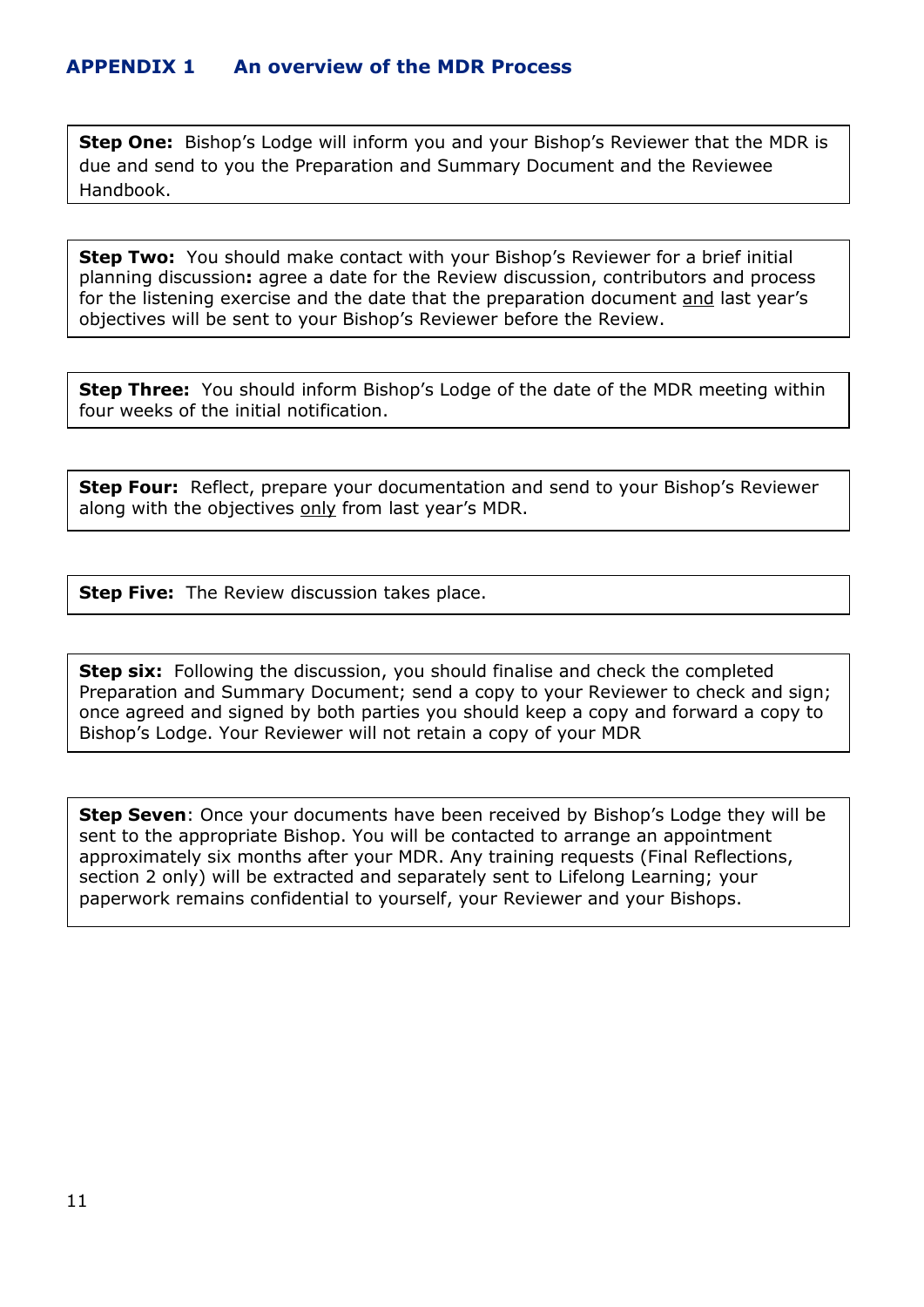## APPENDIX 1 An overview of the MDR Process

**Step One:** Bishop's Lodge will inform you and your Bishop's Reviewer that the MDR is due and send to you the Preparation and Summary Document and the Reviewee Handbook.

**Step Two:** You should make contact with your Bishop's Reviewer for a brief initial planning discussion**:** agree a date for the Review discussion, contributors and process for the listening exercise and the date that the preparation document and last year's objectives will be sent to your Bishop's Reviewer before the Review.

**Step Three:** You should inform Bishop's Lodge of the date of the MDR meeting within four weeks of the initial notification.

**Step Four:** Reflect, prepare your documentation and send to your Bishop's Reviewer along with the objectives only from last year's MDR.

**Step Five:** The Review discussion takes place.

**Step six:** Following the discussion, you should finalise and check the completed Preparation and Summary Document; send a copy to your Reviewer to check and sign; once agreed and signed by both parties you should keep a copy and forward a copy to Bishop's Lodge. Your Reviewer will not retain a copy of your MDR

**Step Seven**: Once your documents have been received by Bishop's Lodge they will be sent to the appropriate Bishop. You will be contacted to arrange an appointment approximately six months after your MDR. Any training requests (Final Reflections, section 2 only) will be extracted and separately sent to Lifelong Learning; your paperwork remains confidential to yourself, your Reviewer and your Bishops.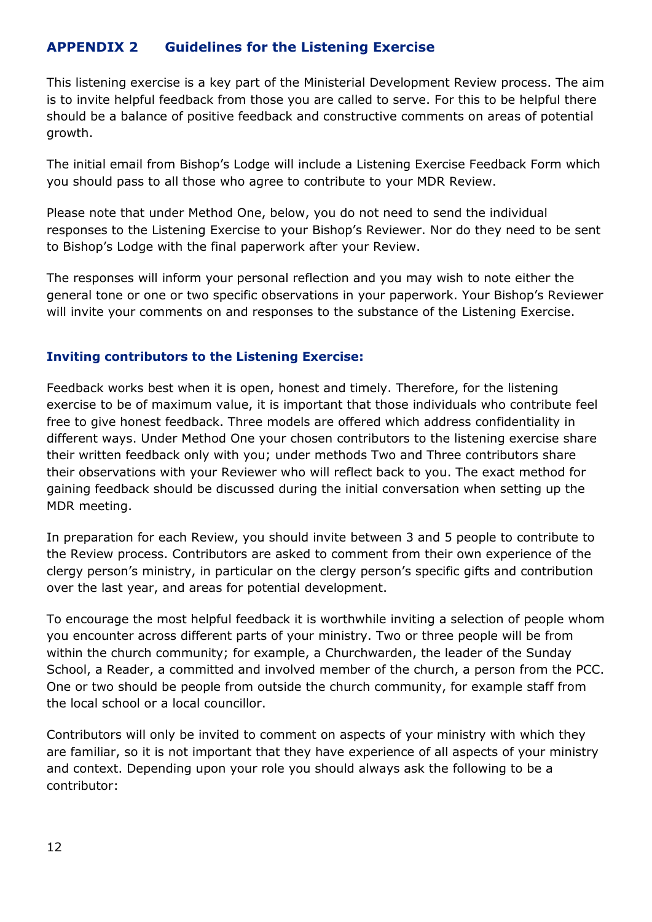## APPENDIX 2 Guidelines for the Listening Exercise

This listening exercise is a key part of the Ministerial Development Review process. The aim is to invite helpful feedback from those you are called to serve. For this to be helpful there should be a balance of positive feedback and constructive comments on areas of potential growth.

The initial email from Bishop's Lodge will include a Listening Exercise Feedback Form which you should pass to all those who agree to contribute to your MDR Review.

Please note that under Method One, below, you do not need to send the individual responses to the Listening Exercise to your Bishop's Reviewer. Nor do they need to be sent to Bishop's Lodge with the final paperwork after your Review.

The responses will inform your personal reflection and you may wish to note either the general tone or one or two specific observations in your paperwork. Your Bishop's Reviewer will invite your comments on and responses to the substance of the Listening Exercise.

### Inviting contributors to the Listening Exercise:

Feedback works best when it is open, honest and timely. Therefore, for the listening exercise to be of maximum value, it is important that those individuals who contribute feel free to give honest feedback. Three models are offered which address confidentiality in different ways. Under Method One your chosen contributors to the listening exercise share their written feedback only with you; under methods Two and Three contributors share their observations with your Reviewer who will reflect back to you. The exact method for gaining feedback should be discussed during the initial conversation when setting up the MDR meeting.

In preparation for each Review, you should invite between 3 and 5 people to contribute to the Review process. Contributors are asked to comment from their own experience of the clergy person's ministry, in particular on the clergy person's specific gifts and contribution over the last year, and areas for potential development.

To encourage the most helpful feedback it is worthwhile inviting a selection of people whom you encounter across different parts of your ministry. Two or three people will be from within the church community; for example, a Churchwarden, the leader of the Sunday School, a Reader, a committed and involved member of the church, a person from the PCC. One or two should be people from outside the church community, for example staff from the local school or a local councillor.

Contributors will only be invited to comment on aspects of your ministry with which they are familiar, so it is not important that they have experience of all aspects of your ministry and context. Depending upon your role you should always ask the following to be a contributor: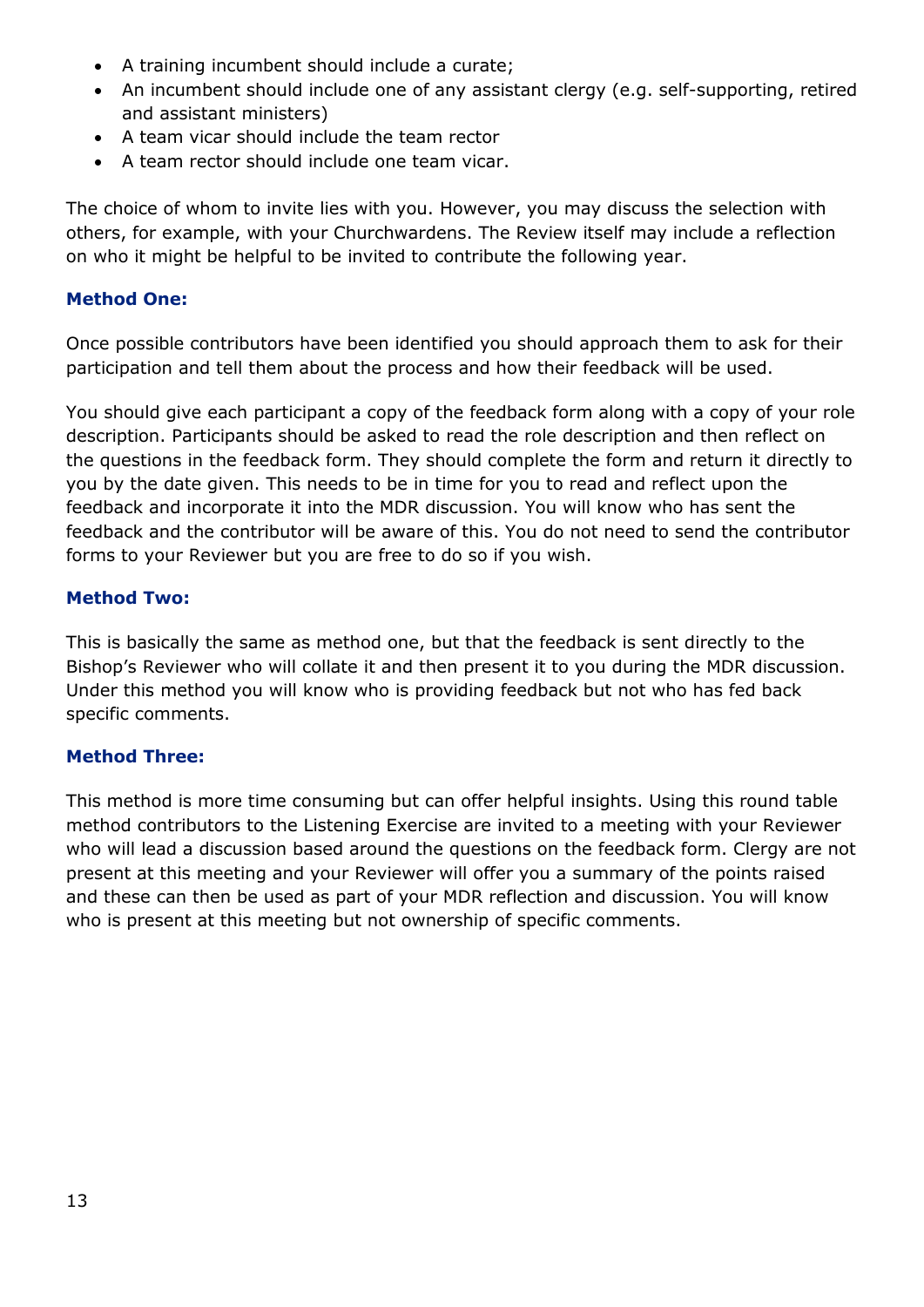- A training incumbent should include a curate;
- An incumbent should include one of any assistant clergy (e.g. self-supporting, retired and assistant ministers)
- A team vicar should include the team rector
- A team rector should include one team vicar.

The choice of whom to invite lies with you. However, you may discuss the selection with others, for example, with your Churchwardens. The Review itself may include a reflection on who it might be helpful to be invited to contribute the following year.

### Method One:

Once possible contributors have been identified you should approach them to ask for their participation and tell them about the process and how their feedback will be used.

You should give each participant a copy of the feedback form along with a copy of your role description. Participants should be asked to read the role description and then reflect on the questions in the feedback form. They should complete the form and return it directly to you by the date given. This needs to be in time for you to read and reflect upon the feedback and incorporate it into the MDR discussion. You will know who has sent the feedback and the contributor will be aware of this. You do not need to send the contributor forms to your Reviewer but you are free to do so if you wish.

### Method Two:

This is basically the same as method one, but that the feedback is sent directly to the Bishop's Reviewer who will collate it and then present it to you during the MDR discussion. Under this method you will know who is providing feedback but not who has fed back specific comments.

### Method Three:

This method is more time consuming but can offer helpful insights. Using this round table method contributors to the Listening Exercise are invited to a meeting with your Reviewer who will lead a discussion based around the questions on the feedback form. Clergy are not present at this meeting and your Reviewer will offer you a summary of the points raised and these can then be used as part of your MDR reflection and discussion. You will know who is present at this meeting but not ownership of specific comments.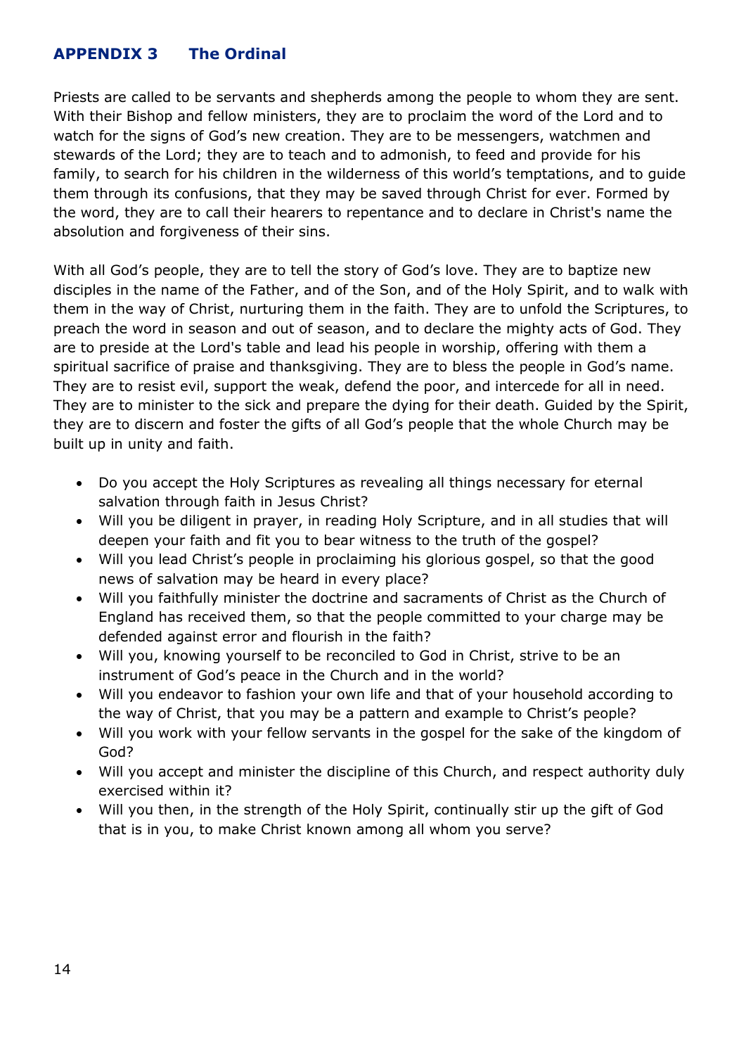## APPENDIX 3 The Ordinal

Priests are called to be servants and shepherds among the people to whom they are sent. With their Bishop and fellow ministers, they are to proclaim the word of the Lord and to watch for the signs of God's new creation. They are to be messengers, watchmen and stewards of the Lord; they are to teach and to admonish, to feed and provide for his family, to search for his children in the wilderness of this world's temptations, and to guide them through its confusions, that they may be saved through Christ for ever. Formed by the word, they are to call their hearers to repentance and to declare in Christ's name the absolution and forgiveness of their sins.

With all God's people, they are to tell the story of God's love. They are to baptize new disciples in the name of the Father, and of the Son, and of the Holy Spirit, and to walk with them in the way of Christ, nurturing them in the faith. They are to unfold the Scriptures, to preach the word in season and out of season, and to declare the mighty acts of God. They are to preside at the Lord's table and lead his people in worship, offering with them a spiritual sacrifice of praise and thanksgiving. They are to bless the people in God's name. They are to resist evil, support the weak, defend the poor, and intercede for all in need. They are to minister to the sick and prepare the dying for their death. Guided by the Spirit, they are to discern and foster the gifts of all God's people that the whole Church may be built up in unity and faith.

- Do you accept the Holy Scriptures as revealing all things necessary for eternal salvation through faith in Jesus Christ?
- Will you be diligent in prayer, in reading Holy Scripture, and in all studies that will deepen your faith and fit you to bear witness to the truth of the gospel?
- Will you lead Christ's people in proclaiming his glorious gospel, so that the good news of salvation may be heard in every place?
- Will you faithfully minister the doctrine and sacraments of Christ as the Church of England has received them, so that the people committed to your charge may be defended against error and flourish in the faith?
- Will you, knowing yourself to be reconciled to God in Christ, strive to be an instrument of God's peace in the Church and in the world?
- Will you endeavor to fashion your own life and that of your household according to the way of Christ, that you may be a pattern and example to Christ's people?
- Will you work with your fellow servants in the gospel for the sake of the kingdom of God?
- Will you accept and minister the discipline of this Church, and respect authority duly exercised within it?
- Will you then, in the strength of the Holy Spirit, continually stir up the gift of God that is in you, to make Christ known among all whom you serve?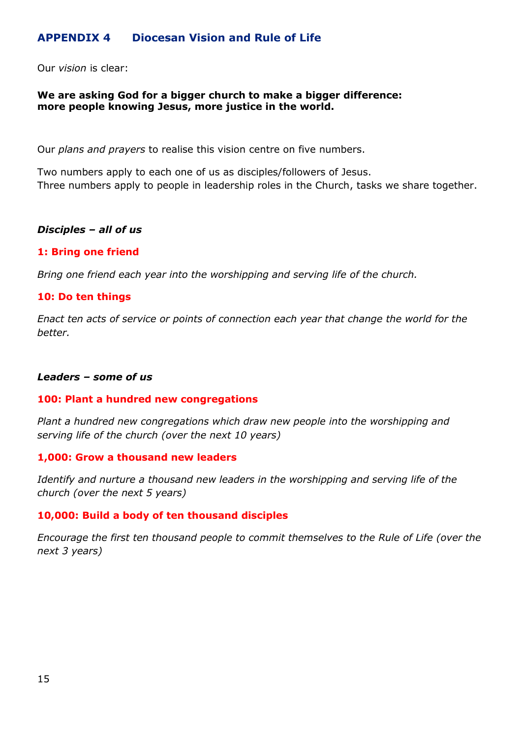## APPENDIX 4 Diocesan Vision and Rule of Life

Our *vision* is clear:

**We are asking God for a bigger church to make a bigger difference: more people knowing Jesus, more justice in the world.**

Our *plans and prayers* to realise this vision centre on five numbers.

Two numbers apply to each one of us as disciples/followers of Jesus.
Three numbers apply to people in leadership roles in the Church, tasks we share together.

***Disciples – all of us***

### 1: Bring one friend

*Bring one friend each year into the worshipping and serving life of the church.*

### 10: Do ten things

*Enact ten acts of service or points of connection each year that change the world for the better.*

***Leaders – some of us***

### 100: Plant a hundred new congregations

*Plant a hundred new congregations which draw new people into the worshipping and serving life of the church (over the next 10 years)*

### 1,000: Grow a thousand new leaders

*Identify and nurture a thousand new leaders in the worshipping and serving life of the church (over the next 5 years)*

### 10,000: Build a body of ten thousand disciples

*Encourage the first ten thousand people to commit themselves to the Rule of Life (over the next 3 years)*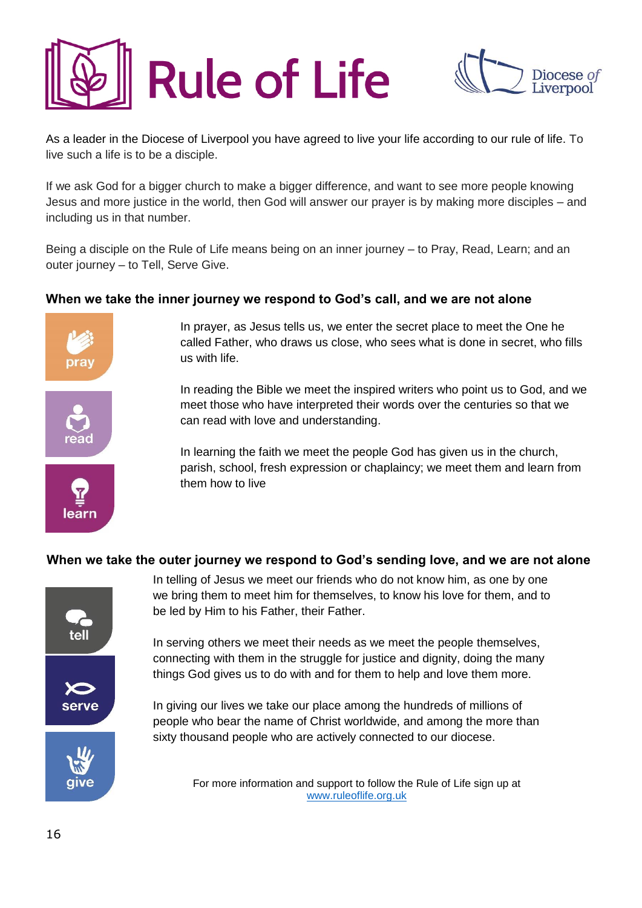# Rule of Life

Diocese of Liverpool

As a leader in the Diocese of Liverpool you have agreed to live your life according to our rule of life. To live such a life is to be a disciple.

If we ask God for a bigger church to make a bigger difference, and want to see more people knowing Jesus and more justice in the world, then God will answer our prayer is by making more disciples – and including us in that number.

Being a disciple on the Rule of Life means being on an inner journey – to Pray, Read, Learn; and an outer journey – to Tell, Serve Give.

### When we take the inner journey we respond to God's call, and we are not alone

**pray**

In prayer, as Jesus tells us, we enter the secret place to meet the One he called Father, who draws us close, who sees what is done in secret, who fills us with life.

**read**

In reading the Bible we meet the inspired writers who point us to God, and we meet those who have interpreted their words over the centuries so that we can read with love and understanding.

**learn**

In learning the faith we meet the people God has given us in the church, parish, school, fresh expression or chaplaincy; we meet them and learn from them how to live

### When we take the outer journey we respond to God's sending love, and we are not alone

**tell**

In telling of Jesus we meet our friends who do not know him, as one by one we bring them to meet him for themselves, to know his love for them, and to be led by Him to his Father, their Father.

**serve**

In serving others we meet their needs as we meet the people themselves, connecting with them in the struggle for justice and dignity, doing the many things God gives us to do with and for them to help and love them more.

**give**

In giving our lives we take our place among the hundreds of millions of people who bear the name of Christ worldwide, and among the more than sixty thousand people who are actively connected to our diocese.

For more information and support to follow the Rule of Life sign up at www.ruleoflife.org.uk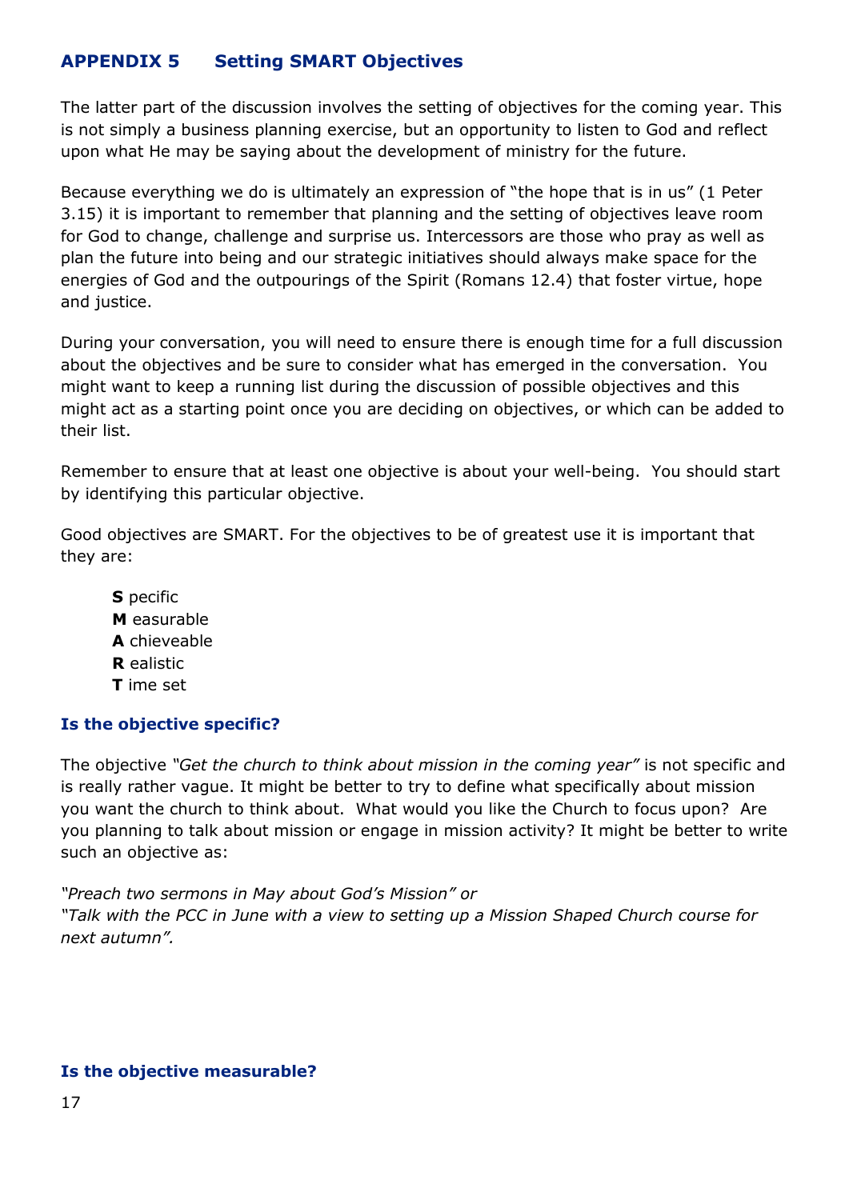## APPENDIX 5 Setting SMART Objectives

The latter part of the discussion involves the setting of objectives for the coming year. This is not simply a business planning exercise, but an opportunity to listen to God and reflect upon what He may be saying about the development of ministry for the future.

Because everything we do is ultimately an expression of "the hope that is in us" (1 Peter 3.15) it is important to remember that planning and the setting of objectives leave room for God to change, challenge and surprise us. Intercessors are those who pray as well as plan the future into being and our strategic initiatives should always make space for the energies of God and the outpourings of the Spirit (Romans 12.4) that foster virtue, hope and justice.

During your conversation, you will need to ensure there is enough time for a full discussion about the objectives and be sure to consider what has emerged in the conversation. You might want to keep a running list during the discussion of possible objectives and this might act as a starting point once you are deciding on objectives, or which can be added to their list.

Remember to ensure that at least one objective is about your well-being. You should start by identifying this particular objective.

Good objectives are SMART. For the objectives to be of greatest use it is important that they are:

**S** pecific
**M** easurable
**A** chieveable
**R** ealistic
**T** ime set

### Is the objective specific?

The objective *"Get the church to think about mission in the coming year"* is not specific and is really rather vague. It might be better to try to define what specifically about mission you want the church to think about. What would you like the Church to focus upon? Are you planning to talk about mission or engage in mission activity? It might be better to write such an objective as:

*"Preach two sermons in May about God's Mission" or*
*"Talk with the PCC in June with a view to setting up a Mission Shaped Church course for next autumn".*

### Is the objective measurable?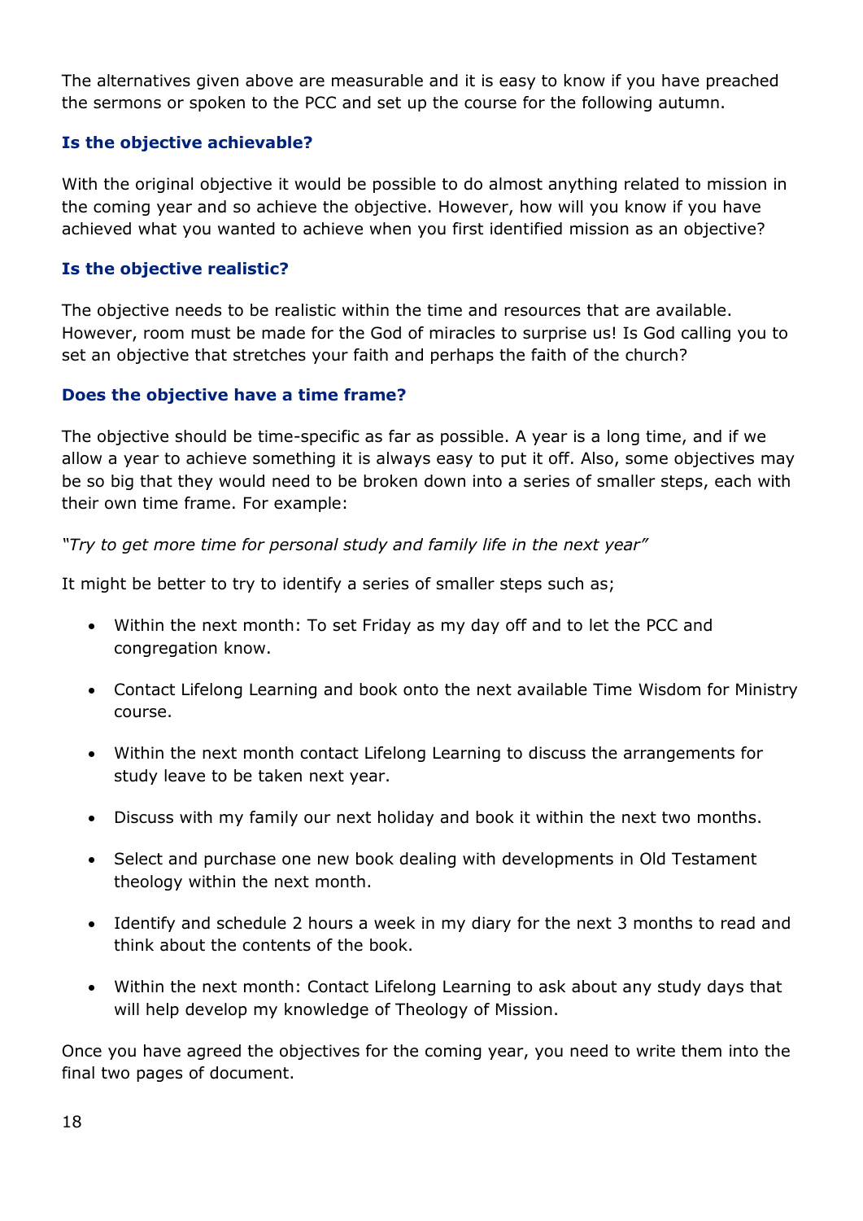The alternatives given above are measurable and it is easy to know if you have preached the sermons or spoken to the PCC and set up the course for the following autumn.

### Is the objective achievable?

With the original objective it would be possible to do almost anything related to mission in the coming year and so achieve the objective. However, how will you know if you have achieved what you wanted to achieve when you first identified mission as an objective?

### Is the objective realistic?

The objective needs to be realistic within the time and resources that are available. However, room must be made for the God of miracles to surprise us! Is God calling you to set an objective that stretches your faith and perhaps the faith of the church?

### Does the objective have a time frame?

The objective should be time-specific as far as possible. A year is a long time, and if we allow a year to achieve something it is always easy to put it off. Also, some objectives may be so big that they would need to be broken down into a series of smaller steps, each with their own time frame. For example:

*"Try to get more time for personal study and family life in the next year"*

It might be better to try to identify a series of smaller steps such as;

- Within the next month: To set Friday as my day off and to let the PCC and congregation know.
- Contact Lifelong Learning and book onto the next available Time Wisdom for Ministry course.
- Within the next month contact Lifelong Learning to discuss the arrangements for study leave to be taken next year.
- Discuss with my family our next holiday and book it within the next two months.
- Select and purchase one new book dealing with developments in Old Testament theology within the next month.
- Identify and schedule 2 hours a week in my diary for the next 3 months to read and think about the contents of the book.
- Within the next month: Contact Lifelong Learning to ask about any study days that will help develop my knowledge of Theology of Mission.

Once you have agreed the objectives for the coming year, you need to write them into the final two pages of document.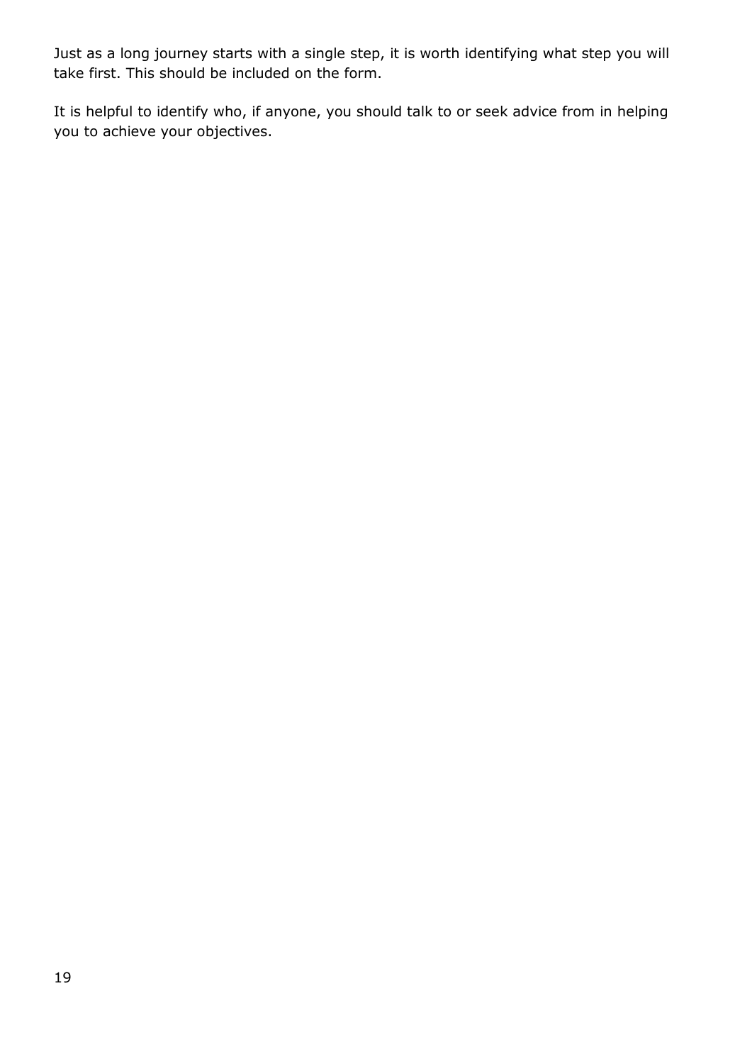Just as a long journey starts with a single step, it is worth identifying what step you will take first. This should be included on the form.

It is helpful to identify who, if anyone, you should talk to or seek advice from in helping you to achieve your objectives.